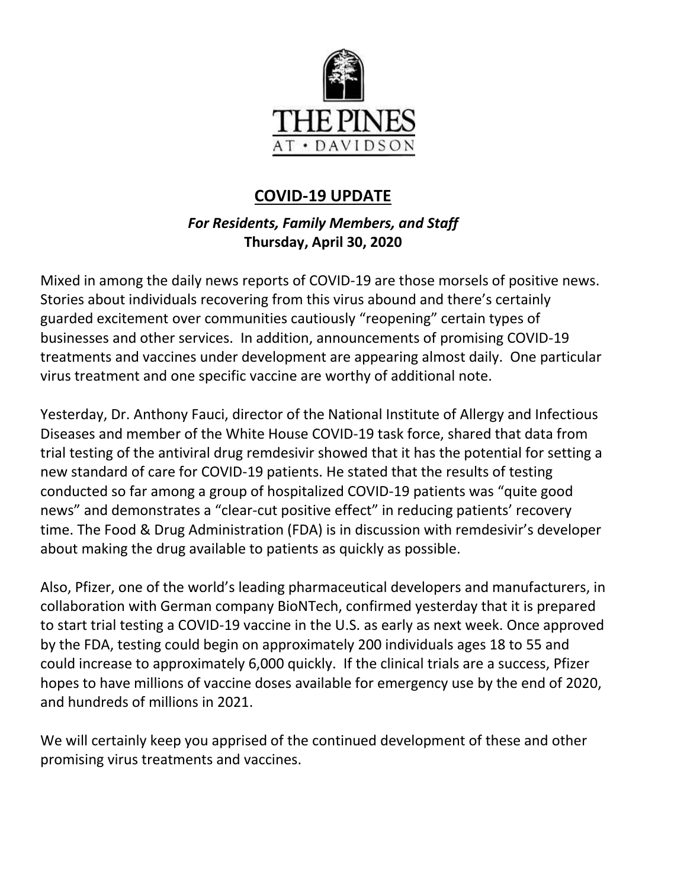THE PINES AT • DAVIDSON

## COVID-19 UPDATE

***For Residents, Family Members, and Staff***
**Thursday, April 30, 2020**

Mixed in among the daily news reports of COVID-19 are those morsels of positive news. Stories about individuals recovering from this virus abound and there's certainly guarded excitement over communities cautiously "reopening" certain types of businesses and other services. In addition, announcements of promising COVID-19 treatments and vaccines under development are appearing almost daily. One particular virus treatment and one specific vaccine are worthy of additional note.

Yesterday, Dr. Anthony Fauci, director of the National Institute of Allergy and Infectious Diseases and member of the White House COVID-19 task force, shared that data from trial testing of the antiviral drug remdesivir showed that it has the potential for setting a new standard of care for COVID-19 patients. He stated that the results of testing conducted so far among a group of hospitalized COVID-19 patients was "quite good news" and demonstrates a "clear-cut positive effect" in reducing patients' recovery time. The Food & Drug Administration (FDA) is in discussion with remdesivir's developer about making the drug available to patients as quickly as possible.

Also, Pfizer, one of the world's leading pharmaceutical developers and manufacturers, in collaboration with German company BioNTech, confirmed yesterday that it is prepared to start trial testing a COVID-19 vaccine in the U.S. as early as next week. Once approved by the FDA, testing could begin on approximately 200 individuals ages 18 to 55 and could increase to approximately 6,000 quickly. If the clinical trials are a success, Pfizer hopes to have millions of vaccine doses available for emergency use by the end of 2020, and hundreds of millions in 2021.

We will certainly keep you apprised of the continued development of these and other promising virus treatments and vaccines.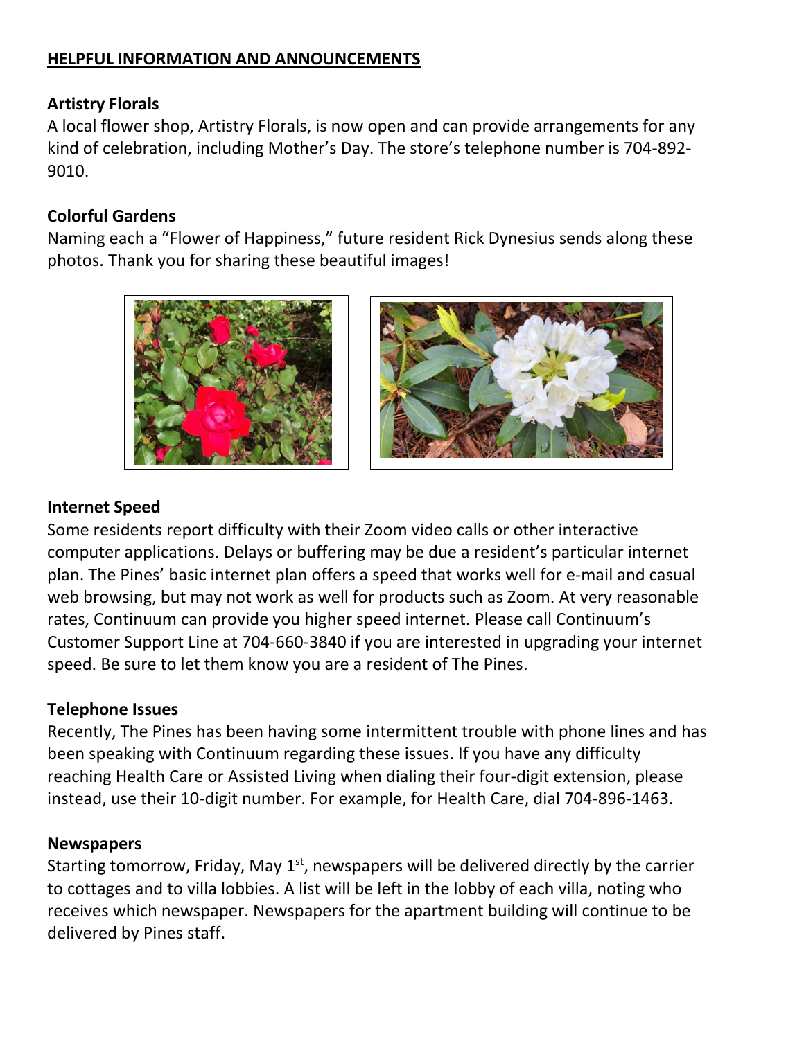## HELPFUL INFORMATION AND ANNOUNCEMENTS

### Artistry Florals

A local flower shop, Artistry Florals, is now open and can provide arrangements for any kind of celebration, including Mother's Day. The store's telephone number is 704-892-9010.

### Colorful Gardens

Naming each a "Flower of Happiness," future resident Rick Dynesius sends along these photos. Thank you for sharing these beautiful images!

### Internet Speed

Some residents report difficulty with their Zoom video calls or other interactive computer applications. Delays or buffering may be due a resident's particular internet plan. The Pines' basic internet plan offers a speed that works well for e-mail and casual web browsing, but may not work as well for products such as Zoom. At very reasonable rates, Continuum can provide you higher speed internet. Please call Continuum's Customer Support Line at 704-660-3840 if you are interested in upgrading your internet speed. Be sure to let them know you are a resident of The Pines.

### Telephone Issues

Recently, The Pines has been having some intermittent trouble with phone lines and has been speaking with Continuum regarding these issues. If you have any difficulty reaching Health Care or Assisted Living when dialing their four-digit extension, please instead, use their 10-digit number. For example, for Health Care, dial 704-896-1463.

### Newspapers

Starting tomorrow, Friday, May 1st, newspapers will be delivered directly by the carrier to cottages and to villa lobbies. A list will be left in the lobby of each villa, noting who receives which newspaper. Newspapers for the apartment building will continue to be delivered by Pines staff.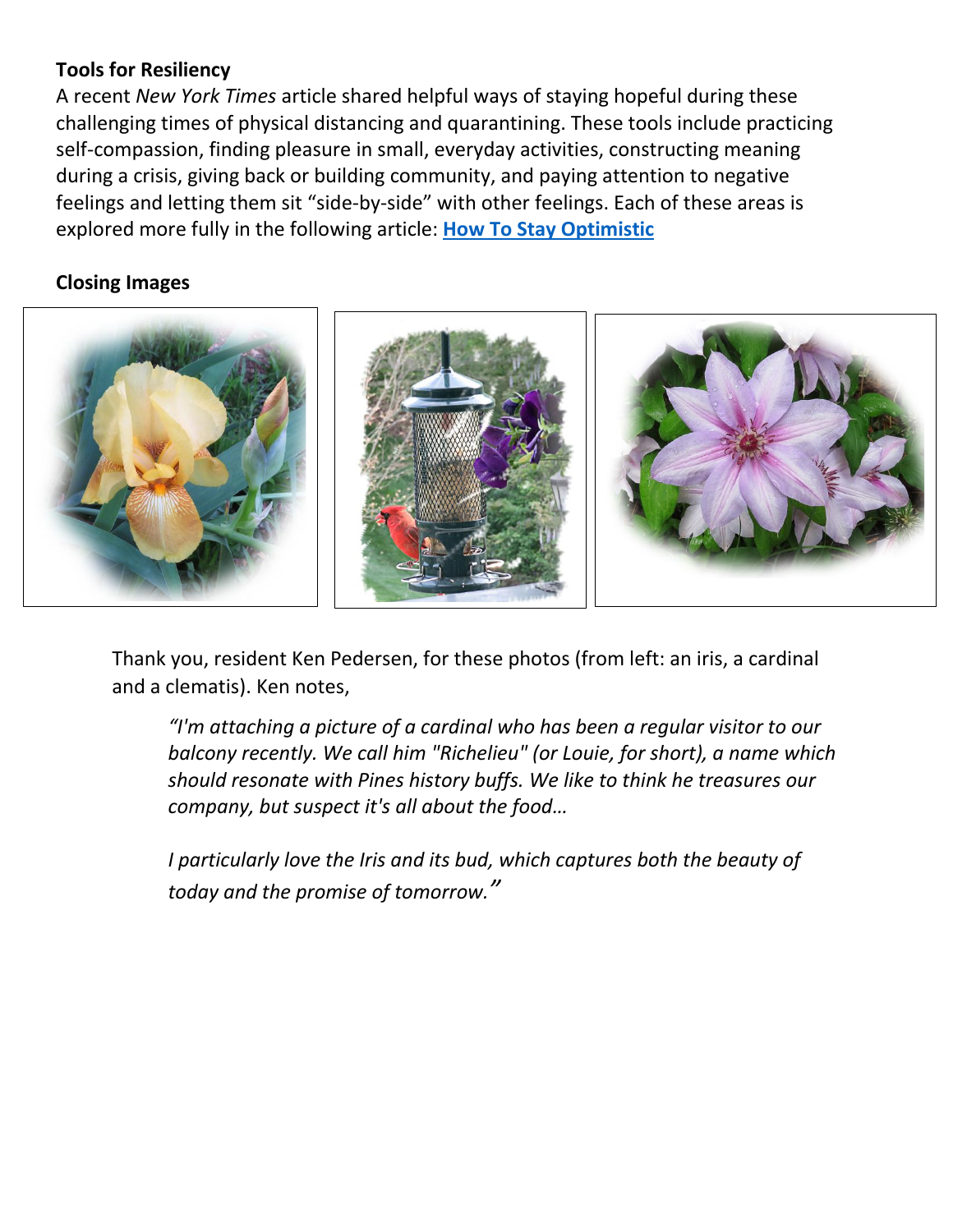**Tools for Resiliency**

A recent *New York Times* article shared helpful ways of staying hopeful during these challenging times of physical distancing and quarantining. These tools include practicing self-compassion, finding pleasure in small, everyday activities, constructing meaning during a crisis, giving back or building community, and paying attention to negative feelings and letting them sit "side-by-side" with other feelings. Each of these areas is explored more fully in the following article: **How To Stay Optimistic**

**Closing Images**

Thank you, resident Ken Pedersen, for these photos (from left: an iris, a cardinal and a clematis). Ken notes,

> *"I'm attaching a picture of a cardinal who has been a regular visitor to our balcony recently. We call him "Richelieu" (or Louie, for short), a name which should resonate with Pines history buffs. We like to think he treasures our company, but suspect it's all about the food…*
>
> *I particularly love the Iris and its bud, which captures both the beauty of today and the promise of tomorrow."*